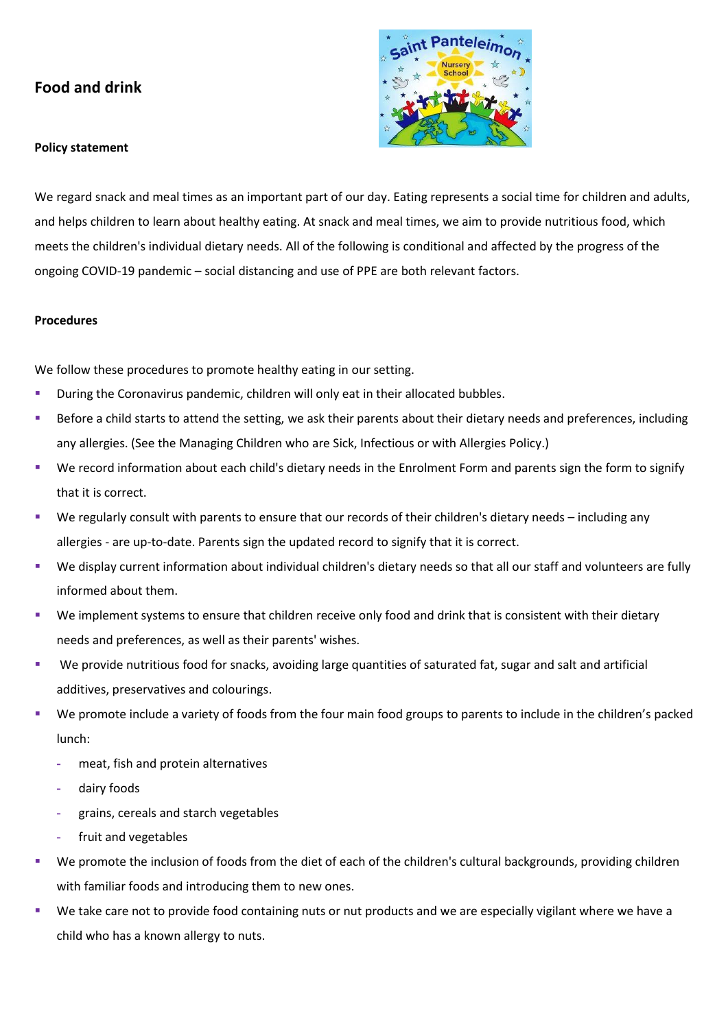# Food and drink

**Policy statement**

We regard snack and meal times as an important part of our day. Eating represents a social time for children and adults, and helps children to learn about healthy eating. At snack and meal times, we aim to provide nutritious food, which meets the children's individual dietary needs. All of the following is conditional and affected by the progress of the ongoing COVID-19 pandemic – social distancing and use of PPE are both relevant factors.

**Procedures**

We follow these procedures to promote healthy eating in our setting.

- During the Coronavirus pandemic, children will only eat in their allocated bubbles.
- Before a child starts to attend the setting, we ask their parents about their dietary needs and preferences, including any allergies. (See the Managing Children who are Sick, Infectious or with Allergies Policy.)
- We record information about each child's dietary needs in the Enrolment Form and parents sign the form to signify that it is correct.
- We regularly consult with parents to ensure that our records of their children's dietary needs – including any allergies - are up-to-date. Parents sign the updated record to signify that it is correct.
- We display current information about individual children's dietary needs so that all our staff and volunteers are fully informed about them.
- We implement systems to ensure that children receive only food and drink that is consistent with their dietary needs and preferences, as well as their parents' wishes.
- We provide nutritious food for snacks, avoiding large quantities of saturated fat, sugar and salt and artificial additives, preservatives and colourings.
- We promote include a variety of foods from the four main food groups to parents to include in the children's packed lunch:
  - meat, fish and protein alternatives
  - dairy foods
  - grains, cereals and starch vegetables
  - fruit and vegetables
- We promote the inclusion of foods from the diet of each of the children's cultural backgrounds, providing children with familiar foods and introducing them to new ones.
- We take care not to provide food containing nuts or nut products and we are especially vigilant where we have a child who has a known allergy to nuts.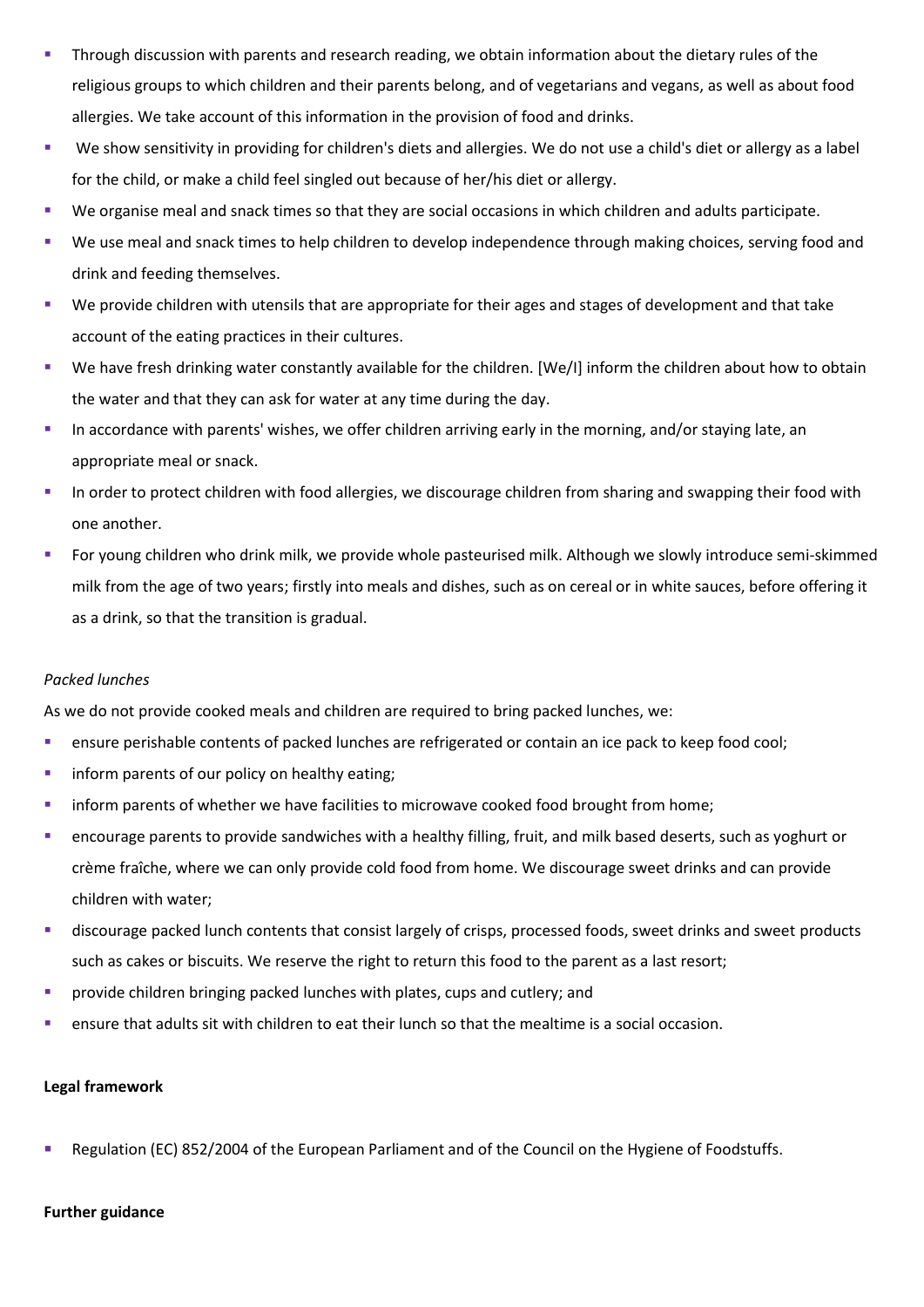- Through discussion with parents and research reading, we obtain information about the dietary rules of the religious groups to which children and their parents belong, and of vegetarians and vegans, as well as about food allergies. We take account of this information in the provision of food and drinks.
- We show sensitivity in providing for children's diets and allergies. We do not use a child's diet or allergy as a label for the child, or make a child feel singled out because of her/his diet or allergy.
- We organise meal and snack times so that they are social occasions in which children and adults participate.
- We use meal and snack times to help children to develop independence through making choices, serving food and drink and feeding themselves.
- We provide children with utensils that are appropriate for their ages and stages of development and that take account of the eating practices in their cultures.
- We have fresh drinking water constantly available for the children. [We/I] inform the children about how to obtain the water and that they can ask for water at any time during the day.
- In accordance with parents' wishes, we offer children arriving early in the morning, and/or staying late, an appropriate meal or snack.
- In order to protect children with food allergies, we discourage children from sharing and swapping their food with one another.
- For young children who drink milk, we provide whole pasteurised milk. Although we slowly introduce semi-skimmed milk from the age of two years; firstly into meals and dishes, such as on cereal or in white sauces, before offering it as a drink, so that the transition is gradual.

*Packed lunches*

As we do not provide cooked meals and children are required to bring packed lunches, we:

- ensure perishable contents of packed lunches are refrigerated or contain an ice pack to keep food cool;
- inform parents of our policy on healthy eating;
- inform parents of whether we have facilities to microwave cooked food brought from home;
- encourage parents to provide sandwiches with a healthy filling, fruit, and milk based deserts, such as yoghurt or crème fraîche, where we can only provide cold food from home. We discourage sweet drinks and can provide children with water;
- discourage packed lunch contents that consist largely of crisps, processed foods, sweet drinks and sweet products such as cakes or biscuits. We reserve the right to return this food to the parent as a last resort;
- provide children bringing packed lunches with plates, cups and cutlery; and
- ensure that adults sit with children to eat their lunch so that the mealtime is a social occasion.

**Legal framework**

- Regulation (EC) 852/2004 of the European Parliament and of the Council on the Hygiene of Foodstuffs.

**Further guidance**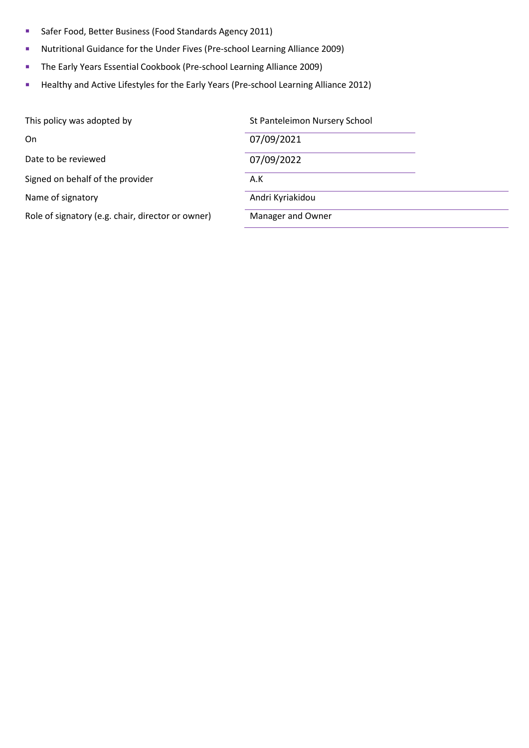- Safer Food, Better Business (Food Standards Agency 2011)
- Nutritional Guidance for the Under Fives (Pre-school Learning Alliance 2009)
- The Early Years Essential Cookbook (Pre-school Learning Alliance 2009)
- Healthy and Active Lifestyles for the Early Years (Pre-school Learning Alliance 2012)

| | |
|---|---|
| This policy was adopted by | St Panteleimon Nursery School |
| On | 07/09/2021 |
| Date to be reviewed | 07/09/2022 |
| Signed on behalf of the provider | A.K |
| Name of signatory | Andri Kyriakidou |
| Role of signatory (e.g. chair, director or owner) | Manager and Owner |